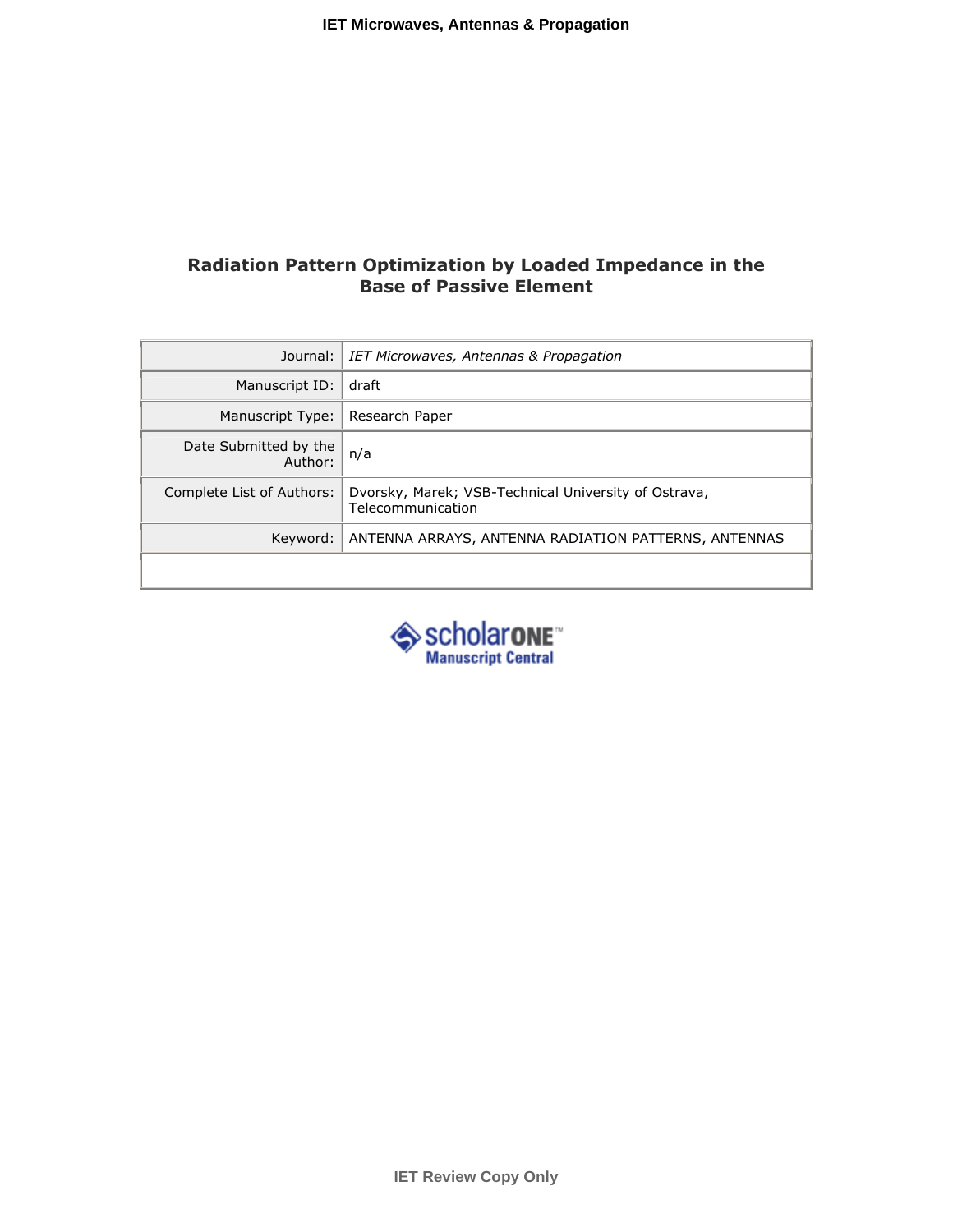# Radiation Pattern Optimization by Loaded Impedance in the Base of Passive Element

| | |
|---|---|
| Journal: | *IET Microwaves, Antennas & Propagation* |
| Manuscript ID: | draft |
| Manuscript Type: | Research Paper |
| Date Submitted by the Author: | n/a |
| Complete List of Authors: | Dvorsky, Marek; VSB-Technical University of Ostrava, Telecommunication |
| Keyword: | ANTENNA ARRAYS, ANTENNA RADIATION PATTERNS, ANTENNAS |
| | |

scholarONE™
Manuscript Central

IET Review Copy Only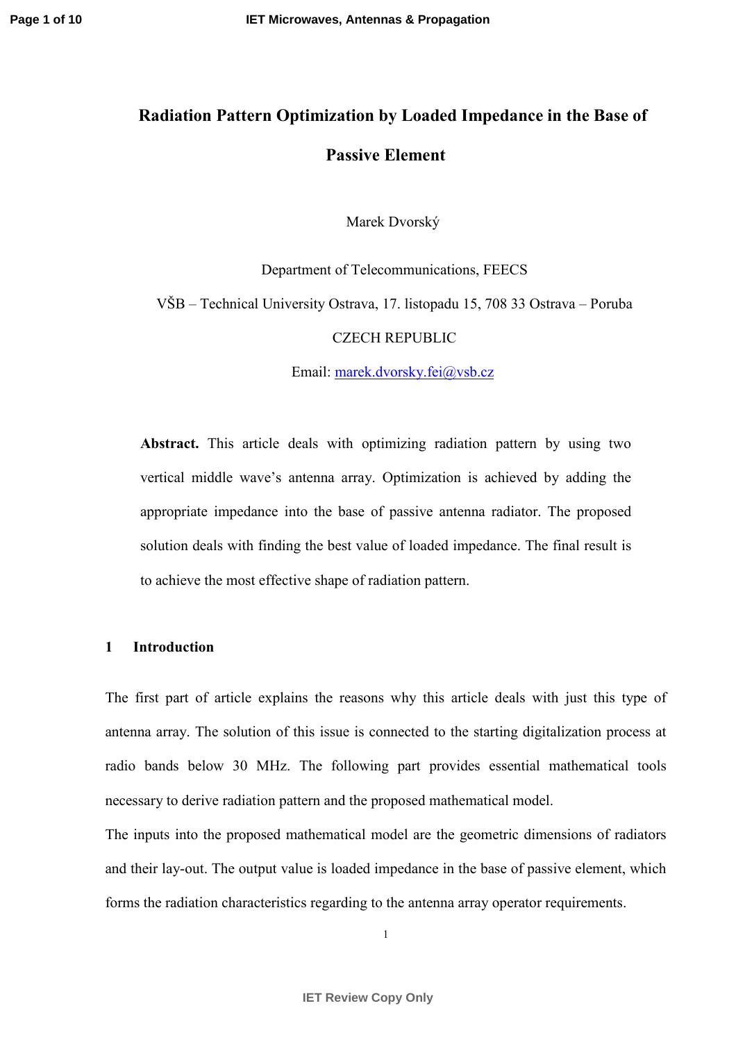# Radiation Pattern Optimization by Loaded Impedance in the Base of Passive Element

Marek Dvorský

Department of Telecommunications, FEECS

VŠB – Technical University Ostrava, 17. listopadu 15, 708 33 Ostrava – Poruba

CZECH REPUBLIC

Email: marek.dvorsky.fei@vsb.cz

**Abstract.** This article deals with optimizing radiation pattern by using two vertical middle wave's antenna array. Optimization is achieved by adding the appropriate impedance into the base of passive antenna radiator. The proposed solution deals with finding the best value of loaded impedance. The final result is to achieve the most effective shape of radiation pattern.

## 1 Introduction

The first part of article explains the reasons why this article deals with just this type of antenna array. The solution of this issue is connected to the starting digitalization process at radio bands below 30 MHz. The following part provides essential mathematical tools necessary to derive radiation pattern and the proposed mathematical model.

The inputs into the proposed mathematical model are the geometric dimensions of radiators and their lay-out. The output value is loaded impedance in the base of passive element, which forms the radiation characteristics regarding to the antenna array operator requirements.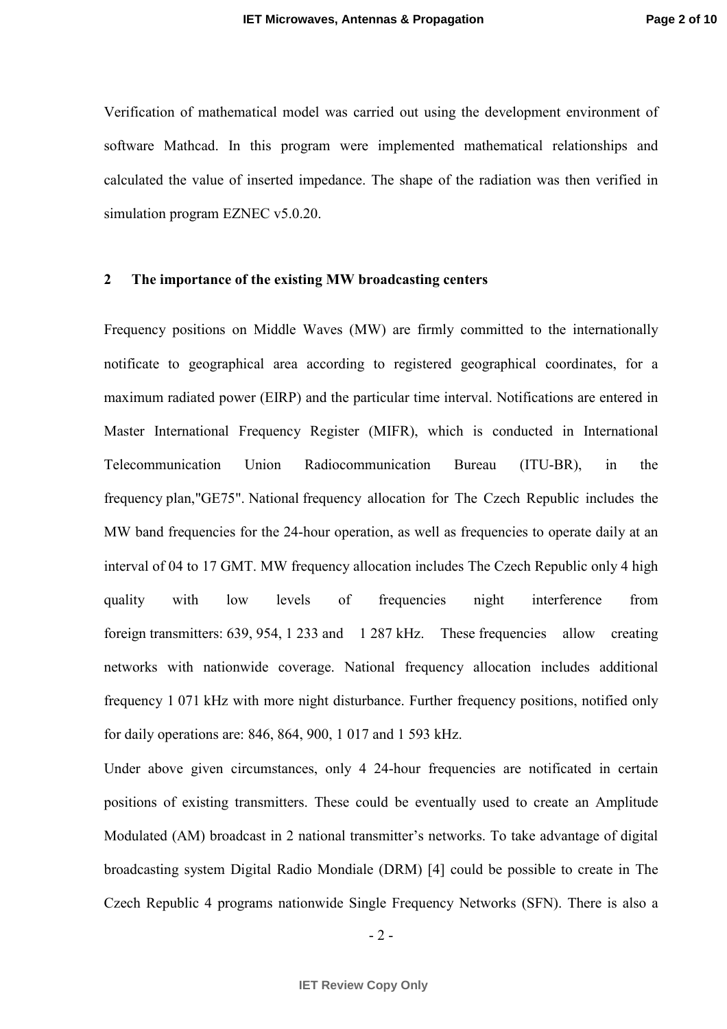Verification of mathematical model was carried out using the development environment of software Mathcad. In this program were implemented mathematical relationships and calculated the value of inserted impedance. The shape of the radiation was then verified in simulation program EZNEC v5.0.20.

## 2 The importance of the existing MW broadcasting centers

Frequency positions on Middle Waves (MW) are firmly committed to the internationally notificate to geographical area according to registered geographical coordinates, for a maximum radiated power (EIRP) and the particular time interval. Notifications are entered in Master International Frequency Register (MIFR), which is conducted in International Telecommunication Union Radiocommunication Bureau (ITU-BR), in the frequency plan,"GE75". National frequency allocation for The Czech Republic includes the MW band frequencies for the 24-hour operation, as well as frequencies to operate daily at an interval of 04 to 17 GMT. MW frequency allocation includes The Czech Republic only 4 high quality with low levels of frequencies night interference from foreign transmitters: 639, 954, 1 233 and 1 287 kHz. These frequencies allow creating networks with nationwide coverage. National frequency allocation includes additional frequency 1 071 kHz with more night disturbance. Further frequency positions, notified only for daily operations are: 846, 864, 900, 1 017 and 1 593 kHz.

Under above given circumstances, only 4 24-hour frequencies are notificated in certain positions of existing transmitters. These could be eventually used to create an Amplitude Modulated (AM) broadcast in 2 national transmitter's networks. To take advantage of digital broadcasting system Digital Radio Mondiale (DRM) [4] could be possible to create in The Czech Republic 4 programs nationwide Single Frequency Networks (SFN). There is also a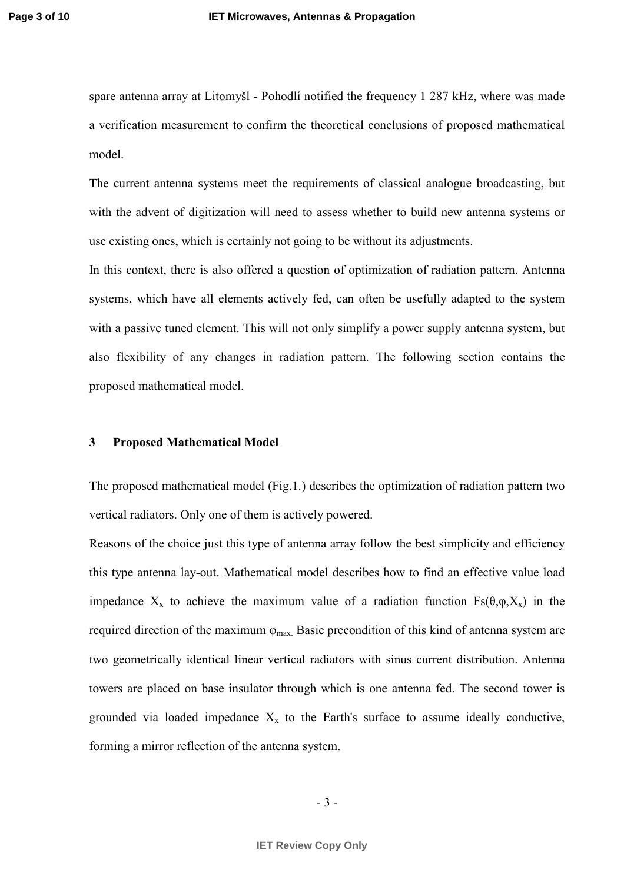spare antenna array at Litomyšl - Pohodlí notified the frequency 1 287 kHz, where was made a verification measurement to confirm the theoretical conclusions of proposed mathematical model.

The current antenna systems meet the requirements of classical analogue broadcasting, but with the advent of digitization will need to assess whether to build new antenna systems or use existing ones, which is certainly not going to be without its adjustments.

In this context, there is also offered a question of optimization of radiation pattern. Antenna systems, which have all elements actively fed, can often be usefully adapted to the system with a passive tuned element. This will not only simplify a power supply antenna system, but also flexibility of any changes in radiation pattern. The following section contains the proposed mathematical model.

## 3 Proposed Mathematical Model

The proposed mathematical model (Fig.1.) describes the optimization of radiation pattern two vertical radiators. Only one of them is actively powered.

Reasons of the choice just this type of antenna array follow the best simplicity and efficiency this type antenna lay-out. Mathematical model describes how to find an effective value load impedance $X_x$ to achieve the maximum value of a radiation function $Fs(\theta,\varphi,X_x)$ in the required direction of the maximum $\varphi_{max.}$ Basic precondition of this kind of antenna system are two geometrically identical linear vertical radiators with sinus current distribution. Antenna towers are placed on base insulator through which is one antenna fed. The second tower is grounded via loaded impedance $X_x$ to the Earth's surface to assume ideally conductive, forming a mirror reflection of the antenna system.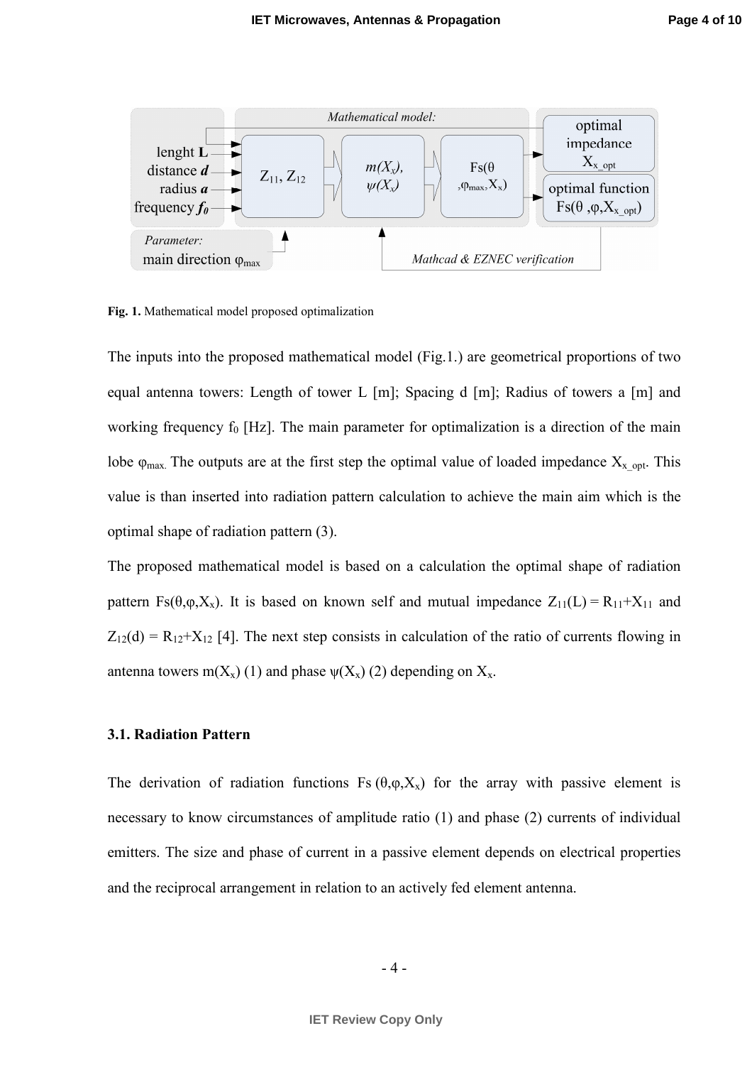Fig. 1. Mathematical model proposed optimalization

The inputs into the proposed mathematical model (Fig.1.) are geometrical proportions of two equal antenna towers: Length of tower L [m]; Spacing d [m]; Radius of towers a [m] and working frequency $f_0$ [Hz]. The main parameter for optimalization is a direction of the main lobe $\varphi_{max.}$ The outputs are at the first step the optimal value of loaded impedance $X_{x\_opt}$. This value is than inserted into radiation pattern calculation to achieve the main aim which is the optimal shape of radiation pattern (3).

The proposed mathematical model is based on a calculation the optimal shape of radiation pattern $Fs(\theta,\varphi,X_x)$. It is based on known self and mutual impedance $Z_{11}(L) = R_{11}+X_{11}$ and $Z_{12}(d) = R_{12}+X_{12}$ [4]. The next step consists in calculation of the ratio of currents flowing in antenna towers $m(X_x)$ (1) and phase $\psi(X_x)$ (2) depending on $X_x$.

### 3.1. Radiation Pattern

The derivation of radiation functions $Fs\,(\theta,\varphi,X_x)$ for the array with passive element is necessary to know circumstances of amplitude ratio (1) and phase (2) currents of individual emitters. The size and phase of current in a passive element depends on electrical properties and the reciprocal arrangement in relation to an actively fed element antenna.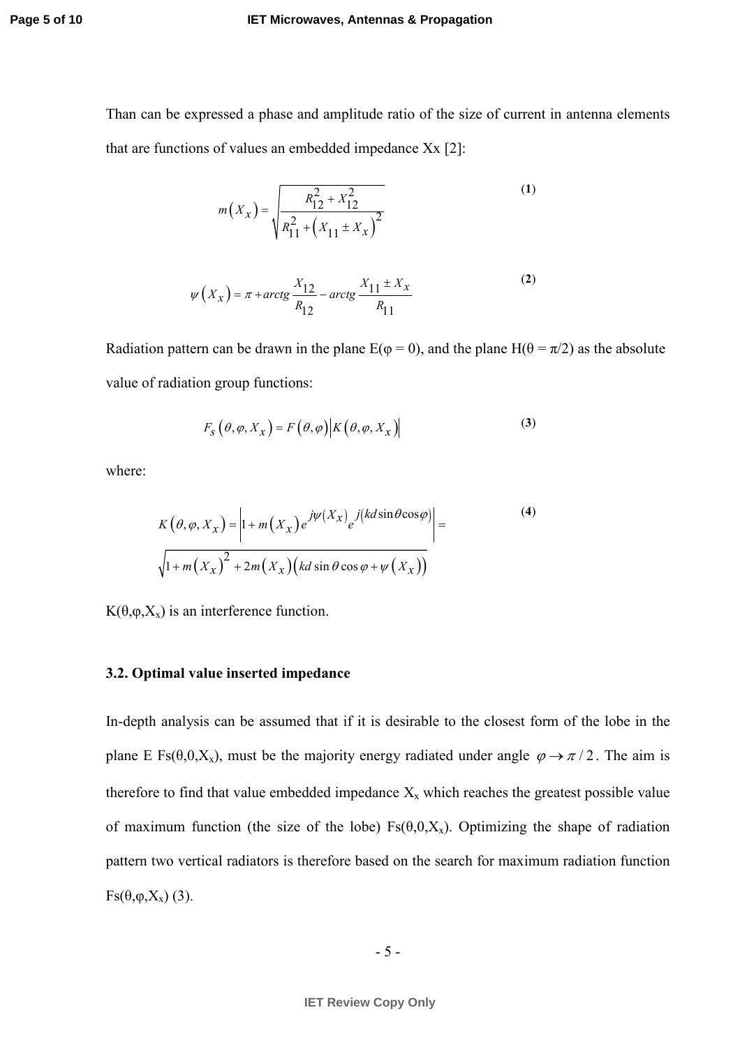Than can be expressed a phase and amplitude ratio of the size of current in antenna elements that are functions of values an embedded impedance Xx [2]:

$$m\left(X_x\right)=\sqrt{\frac{R_{12}^2+X_{12}^2}{R_{11}^2+\left(X_{11}\pm X_x\right)^2}} \tag{1}$$

$$\psi\left(X_x\right)=\pi+arctg\frac{X_{12}}{R_{12}}-arctg\frac{X_{11}\pm X_x}{R_{11}} \tag{2}$$

Radiation pattern can be drawn in the plane E(φ = 0), and the plane H(θ = π/2) as the absolute value of radiation group functions:

$$F_S\left(\theta,\varphi,X_x\right)=F\left(\theta,\varphi\right)\left|K\left(\theta,\varphi,X_x\right)\right| \tag{3}$$

where:

$$K\left(\theta,\varphi,X_x\right)=\left|1+m\left(X_x\right)e^{j\psi\left(X_x\right)}e^{j\left(kd\sin\theta\cos\varphi\right)}\right|= \tag{4}$$

$$\sqrt{1+m\left(X_x\right)^2+2m\left(X_x\right)\left(kd\sin\theta\cos\varphi+\psi\left(X_x\right)\right)}$$

$K(\theta,\varphi,X_x)$ is an interference function.

### 3.2. Optimal value inserted impedance

In-depth analysis can be assumed that if it is desirable to the closest form of the lobe in the plane E $Fs(\theta,0,X_x)$, must be the majority energy radiated under angle $\varphi \to \pi/2$. The aim is therefore to find that value embedded impedance $X_x$ which reaches the greatest possible value of maximum function (the size of the lobe) $Fs(\theta,0,X_x)$. Optimizing the shape of radiation pattern two vertical radiators is therefore based on the search for maximum radiation function $Fs(\theta,\varphi,X_x)$ (3).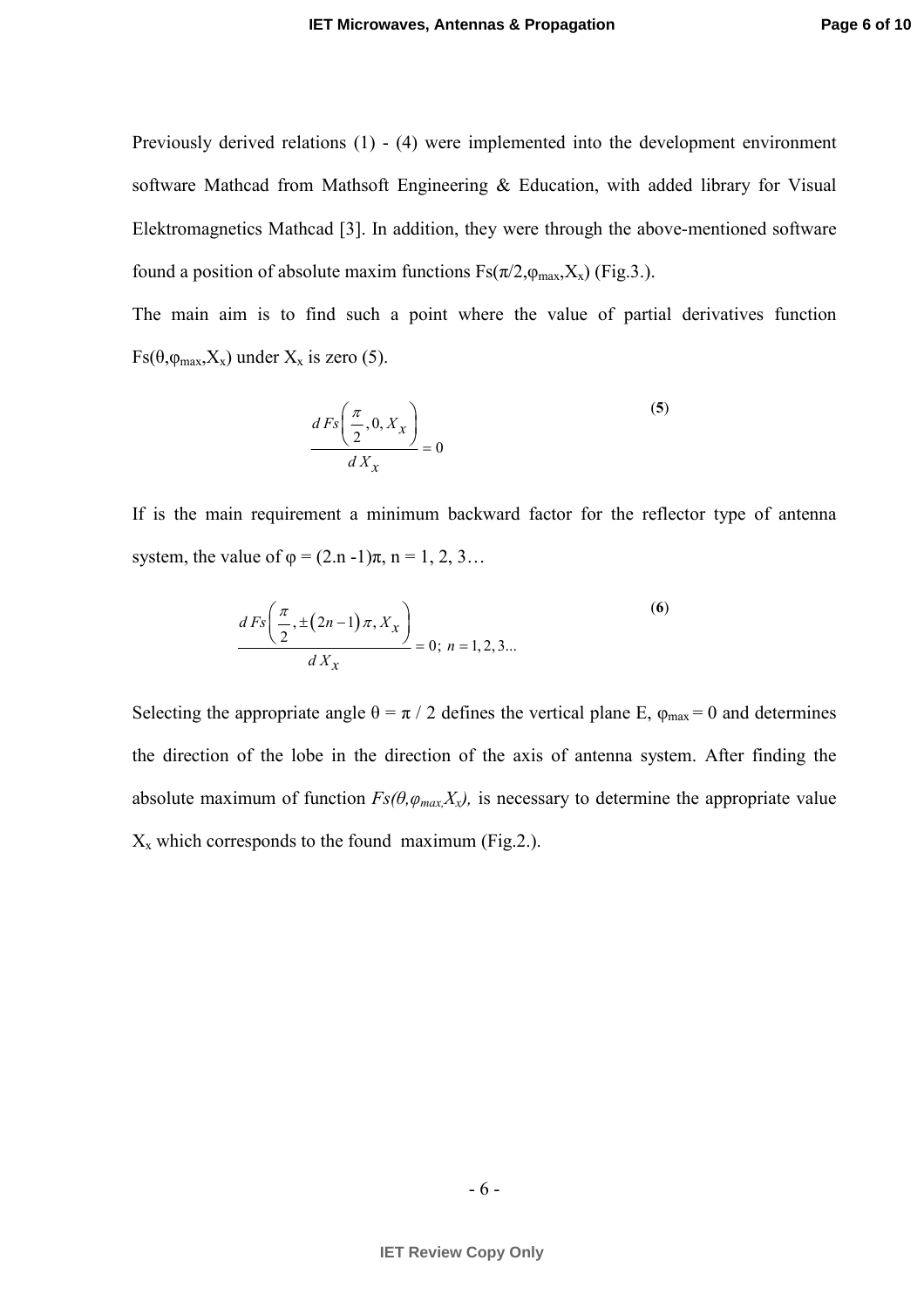Previously derived relations (1) - (4) were implemented into the development environment software Mathcad from Mathsoft Engineering & Education, with added library for Visual Elektromagnetics Mathcad [3]. In addition, they were through the above-mentioned software found a position of absolute maxim functions $Fs(\pi/2,\varphi_{max},X_x)$ (Fig.3.).

The main aim is to find such a point where the value of partial derivatives function $Fs(\theta,\varphi_{max},X_x)$ under $X_x$ is zero (5).

$$\frac{d\,Fs\left(\dfrac{\pi}{2},0,X_x\right)}{d\,X_x}=0 \tag{5}$$

If is the main requirement a minimum backward factor for the reflector type of antenna system, the value of $\varphi = (2.n - 1)\pi$, n = 1, 2, 3…

$$\frac{d\,Fs\left(\dfrac{\pi}{2},\pm(2n-1)\pi,X_x\right)}{d\,X_x}=0;\ n=1,2,3... \tag{6}$$

Selecting the appropriate angle $\theta = \pi / 2$ defines the vertical plane E, $\varphi_{max} = 0$ and determines the direction of the lobe in the direction of the axis of antenna system. After finding the absolute maximum of function $Fs(\theta,\varphi_{max},X_x)$, is necessary to determine the appropriate value $X_x$ which corresponds to the found maximum (Fig.2.).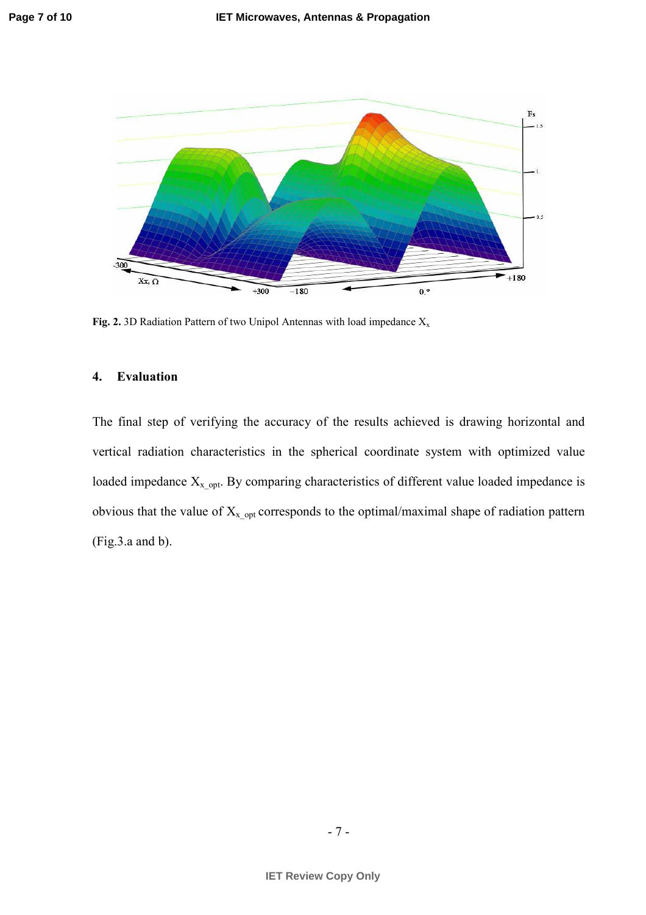Fig. 2. 3D Radiation Pattern of two Unipol Antennas with load impedance $X_x$

## 4. Evaluation

The final step of verifying the accuracy of the results achieved is drawing horizontal and vertical radiation characteristics in the spherical coordinate system with optimized value loaded impedance $X_{x\_opt}$. By comparing characteristics of different value loaded impedance is obvious that the value of $X_{x\_opt}$ corresponds to the optimal/maximal shape of radiation pattern (Fig.3.a and b).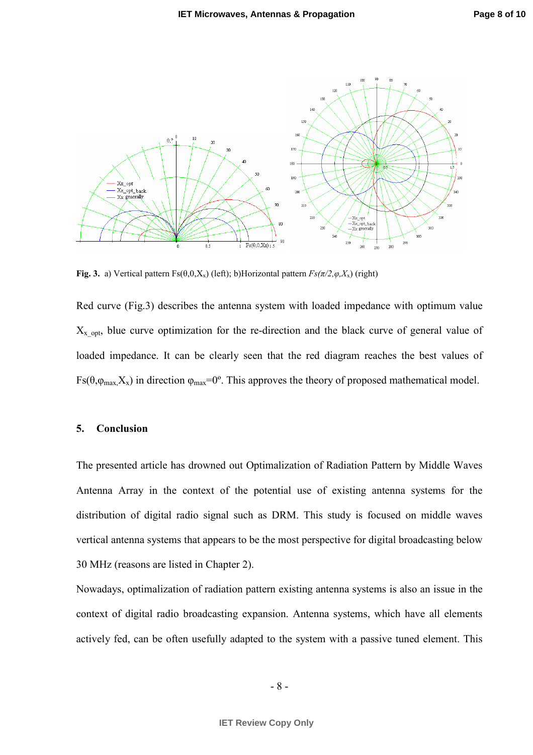**Fig. 3.** a) Vertical pattern $Fs(\theta,0,X_x)$ (left); b)Horizontal pattern $Fs(\pi/2,\varphi,X_x)$ (right)

Red curve (Fig.3) describes the antenna system with loaded impedance with optimum value $X_{x\_opt}$, blue curve optimization for the re-direction and the black curve of general value of loaded impedance. It can be clearly seen that the red diagram reaches the best values of $Fs(\theta,\varphi_{max},X_x)$ in direction $\varphi_{max}=0^{o}$. This approves the theory of proposed mathematical model.

## 5. Conclusion

The presented article has drowned out Optimalization of Radiation Pattern by Middle Waves Antenna Array in the context of the potential use of existing antenna systems for the distribution of digital radio signal such as DRM. This study is focused on middle waves vertical antenna systems that appears to be the most perspective for digital broadcasting below 30 MHz (reasons are listed in Chapter 2).

Nowadays, optimalization of radiation pattern existing antenna systems is also an issue in the context of digital radio broadcasting expansion. Antenna systems, which have all elements actively fed, can be often usefully adapted to the system with a passive tuned element. This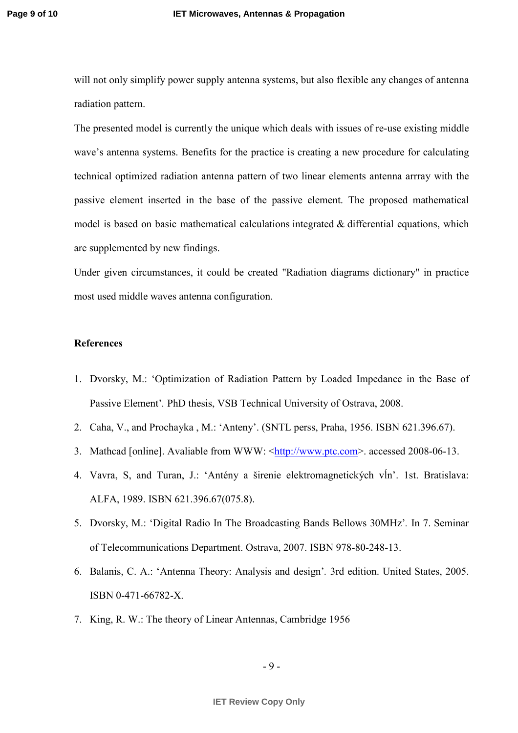will not only simplify power supply antenna systems, but also flexible any changes of antenna radiation pattern.

The presented model is currently the unique which deals with issues of re-use existing middle wave's antenna systems. Benefits for the practice is creating a new procedure for calculating technical optimized radiation antenna pattern of two linear elements antenna arrray with the passive element inserted in the base of the passive element. The proposed mathematical model is based on basic mathematical calculations integrated & differential equations, which are supplemented by new findings.

Under given circumstances, it could be created "Radiation diagrams dictionary" in practice most used middle waves antenna configuration.

## References

1. Dvorsky, M.: 'Optimization of Radiation Pattern by Loaded Impedance in the Base of Passive Element'. PhD thesis, VSB Technical University of Ostrava, 2008.
2. Caha, V., and Prochayka , M.: 'Anteny'. (SNTL perss, Praha, 1956. ISBN 621.396.67).
3. Mathcad [online]. Avaliable from WWW: <http://www.ptc.com>. accessed 2008-06-13.
4. Vavra, S, and Turan, J.: 'Antény a širenie elektromagnetických vĺn'. 1st. Bratislava: ALFA, 1989. ISBN 621.396.67(075.8).
5. Dvorsky, M.: 'Digital Radio In The Broadcasting Bands Bellows 30MHz'. In 7. Seminar of Telecommunications Department. Ostrava, 2007. ISBN 978-80-248-13.
6. Balanis, C. A.: 'Antenna Theory: Analysis and design'. 3rd edition. United States, 2005. ISBN 0-471-66782-X.
7. King, R. W.: The theory of Linear Antennas, Cambridge 1956